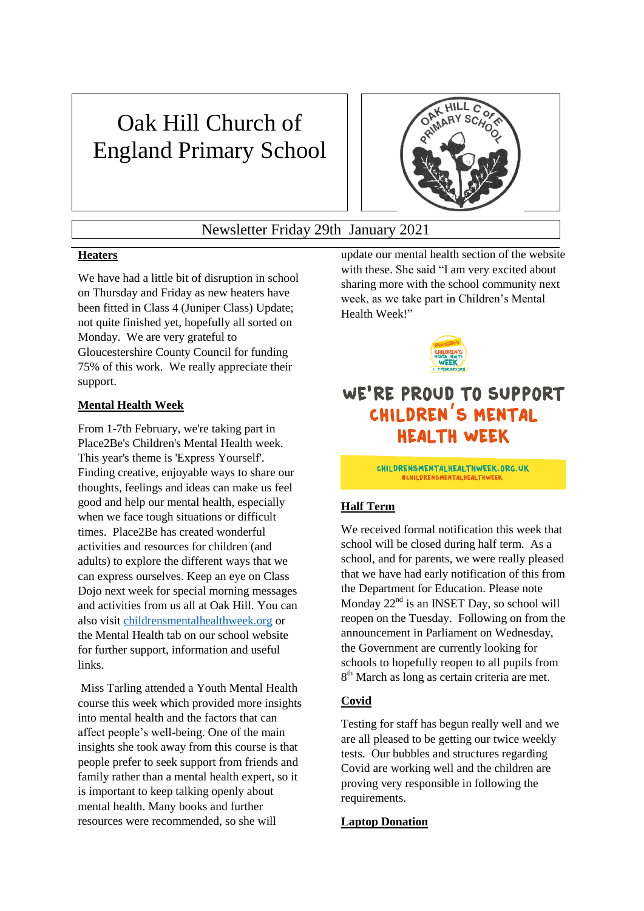# Oak Hill Church of England Primary School

Newsletter Friday 29th January 2021

## Heaters

We have had a little bit of disruption in school on Thursday and Friday as new heaters have been fitted in Class 4 (Juniper Class) Update; not quite finished yet, hopefully all sorted on Monday. We are very grateful to Gloucestershire County Council for funding 75% of this work. We really appreciate their support.

## Mental Health Week

From 1-7th February, we're taking part in Place2Be's Children's Mental Health week. This year's theme is 'Express Yourself'. Finding creative, enjoyable ways to share our thoughts, feelings and ideas can make us feel good and help our mental health, especially when we face tough situations or difficult times. Place2Be has created wonderful activities and resources for children (and adults) to explore the different ways that we can express ourselves. Keep an eye on Class Dojo next week for special morning messages and activities from us all at Oak Hill. You can also visit childrensmentalhealthweek.org or the Mental Health tab on our school website for further support, information and useful links.

Miss Tarling attended a Youth Mental Health course this week which provided more insights into mental health and the factors that can affect people's well-being. One of the main insights she took away from this course is that people prefer to seek support from friends and family rather than a mental health expert, so it is important to keep talking openly about mental health. Many books and further resources were recommended, so she will update our mental health section of the website with these. She said "I am very excited about sharing more with the school community next week, as we take part in Children's Mental Health Week!"

WE'RE PROUD TO SUPPORT CHILDREN'S MENTAL HEALTH WEEK

CHILDRENSMENTALHEALTHWEEK.ORG.UK
#CHILDRENSMENTALHEALTHWEEK

## Half Term

We received formal notification this week that school will be closed during half term. As a school, and for parents, we were really pleased that we have had early notification of this from the Department for Education. Please note Monday 22nd is an INSET Day, so school will reopen on the Tuesday. Following on from the announcement in Parliament on Wednesday, the Government are currently looking for schools to hopefully reopen to all pupils from 8th March as long as certain criteria are met.

## Covid

Testing for staff has begun really well and we are all pleased to be getting our twice weekly tests. Our bubbles and structures regarding Covid are working well and the children are proving very responsible in following the requirements.

## Laptop Donation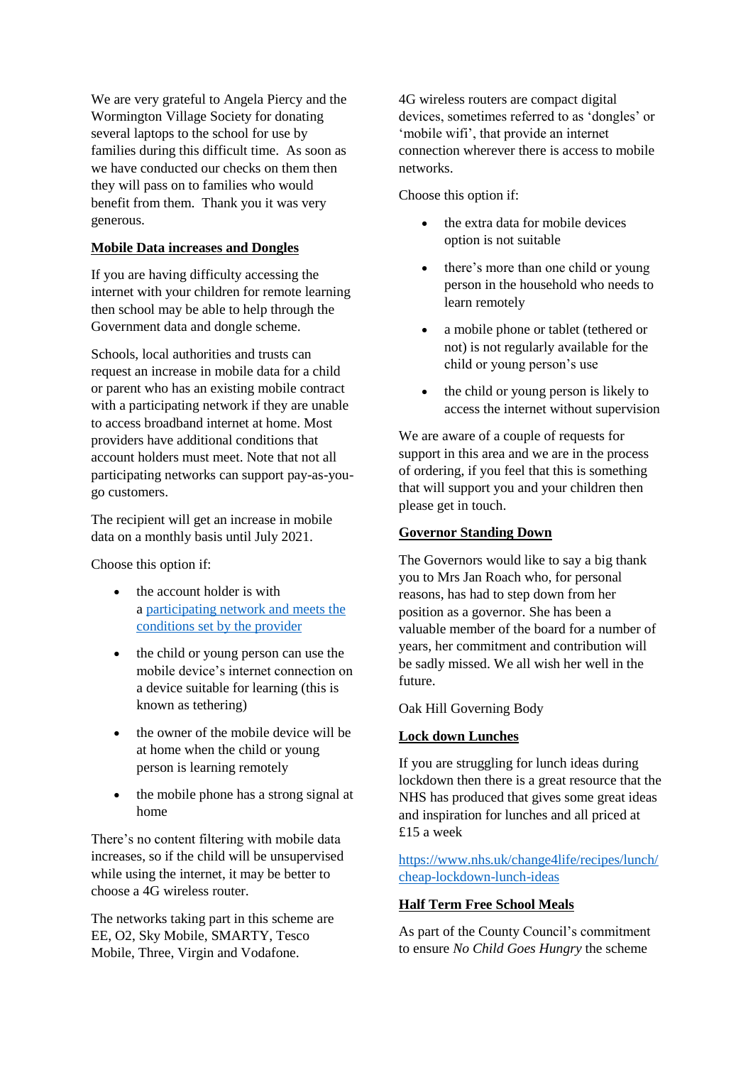We are very grateful to Angela Piercy and the Wormington Village Society for donating several laptops to the school for use by families during this difficult time. As soon as we have conducted our checks on them then they will pass on to families who would benefit from them. Thank you it was very generous.

## Mobile Data increases and Dongles

If you are having difficulty accessing the internet with your children for remote learning then school may be able to help through the Government data and dongle scheme.

Schools, local authorities and trusts can request an increase in mobile data for a child or parent who has an existing mobile contract with a participating network if they are unable to access broadband internet at home. Most providers have additional conditions that account holders must meet. Note that not all participating networks can support pay-as-you-go customers.

The recipient will get an increase in mobile data on a monthly basis until July 2021.

Choose this option if:

- the account holder is with a [participating network and meets the conditions set by the provider]
- the child or young person can use the mobile device's internet connection on a device suitable for learning (this is known as tethering)
- the owner of the mobile device will be at home when the child or young person is learning remotely
- the mobile phone has a strong signal at home

There's no content filtering with mobile data increases, so if the child will be unsupervised while using the internet, it may be better to choose a 4G wireless router.

The networks taking part in this scheme are EE, O2, Sky Mobile, SMARTY, Tesco Mobile, Three, Virgin and Vodafone.

4G wireless routers are compact digital devices, sometimes referred to as 'dongles' or 'mobile wifi', that provide an internet connection wherever there is access to mobile networks.

Choose this option if:

- the extra data for mobile devices option is not suitable
- there's more than one child or young person in the household who needs to learn remotely
- a mobile phone or tablet (tethered or not) is not regularly available for the child or young person's use
- the child or young person is likely to access the internet without supervision

We are aware of a couple of requests for support in this area and we are in the process of ordering, if you feel that this is something that will support you and your children then please get in touch.

## Governor Standing Down

The Governors would like to say a big thank you to Mrs Jan Roach who, for personal reasons, has had to step down from her position as a governor. She has been a valuable member of the board for a number of years, her commitment and contribution will be sadly missed. We all wish her well in the future.

Oak Hill Governing Body

## Lock down Lunches

If you are struggling for lunch ideas during lockdown then there is a great resource that the NHS has produced that gives some great ideas and inspiration for lunches and all priced at £15 a week

https://www.nhs.uk/change4life/recipes/lunch/cheap-lockdown-lunch-ideas

## Half Term Free School Meals

As part of the County Council's commitment to ensure *No Child Goes Hungry* the scheme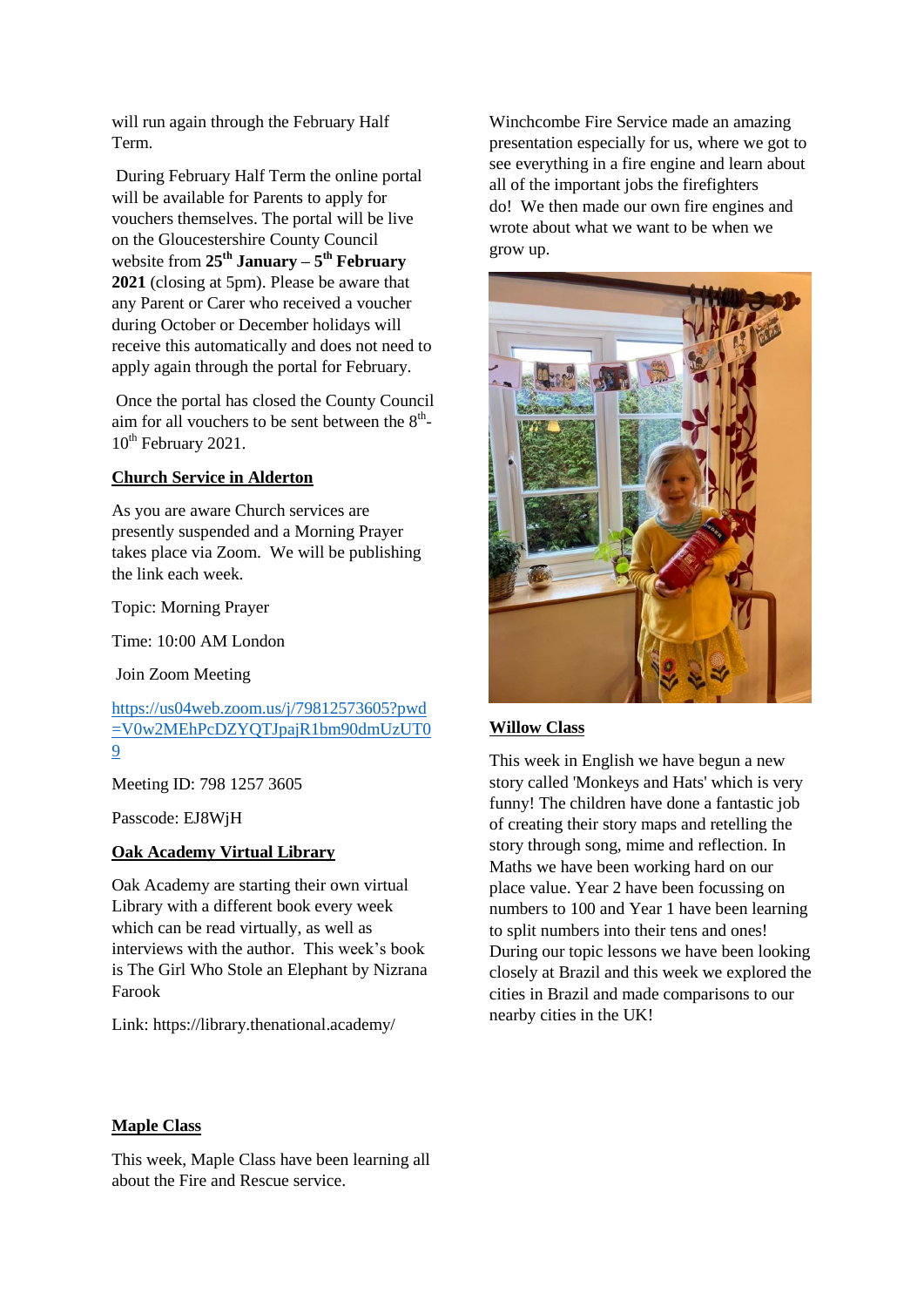will run again through the February Half Term.

During February Half Term the online portal will be available for Parents to apply for vouchers themselves. The portal will be live on the Gloucestershire County Council website from **25th January – 5th February 2021** (closing at 5pm). Please be aware that any Parent or Carer who received a voucher during October or December holidays will receive this automatically and does not need to apply again through the portal for February.

Once the portal has closed the County Council aim for all vouchers to be sent between the 8th-10th February 2021.

**Church Service in Alderton**

As you are aware Church services are presently suspended and a Morning Prayer takes place via Zoom. We will be publishing the link each week.

Topic: Morning Prayer

Time: 10:00 AM London

Join Zoom Meeting

https://us04web.zoom.us/j/79812573605?pwd=V0w2MEhPcDZYQTJpajR1bm90dmUzUT09

Meeting ID: 798 1257 3605

Passcode: EJ8WjH

**Oak Academy Virtual Library**

Oak Academy are starting their own virtual Library with a different book every week which can be read virtually, as well as interviews with the author. This week's book is The Girl Who Stole an Elephant by Nizrana Farook

Link: https://library.thenational.academy/

**Maple Class**

This week, Maple Class have been learning all about the Fire and Rescue service. Winchcombe Fire Service made an amazing presentation especially for us, where we got to see everything in a fire engine and learn about all of the important jobs the firefighters do! We then made our own fire engines and wrote about what we want to be when we grow up.

**Willow Class**

This week in English we have begun a new story called 'Monkeys and Hats' which is very funny! The children have done a fantastic job of creating their story maps and retelling the story through song, mime and reflection. In Maths we have been working hard on our place value. Year 2 have been focussing on numbers to 100 and Year 1 have been learning to split numbers into their tens and ones! During our topic lessons we have been looking closely at Brazil and this week we explored the cities in Brazil and made comparisons to our nearby cities in the UK!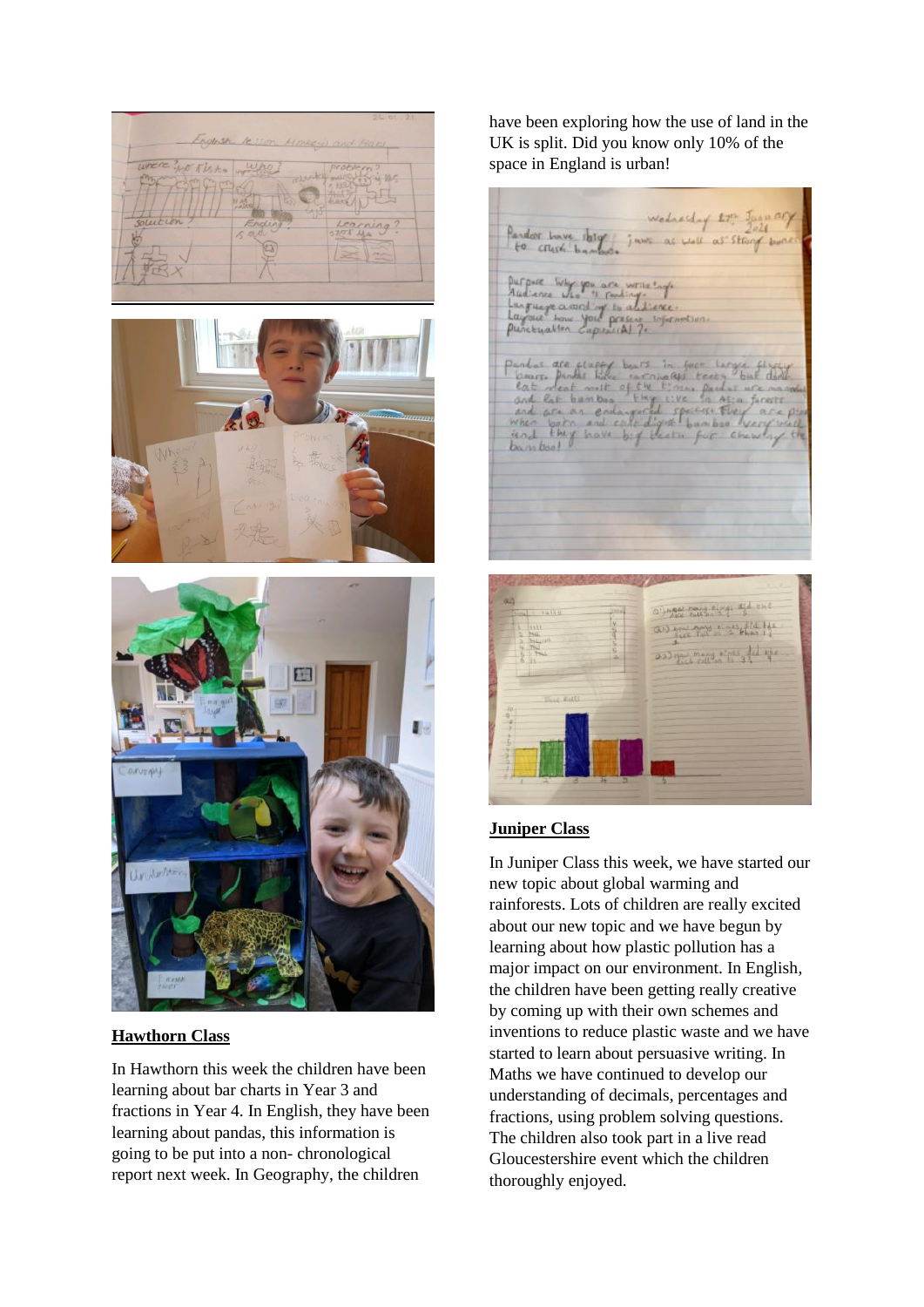## Hawthorn Class

In Hawthorn this week the children have been learning about bar charts in Year 3 and fractions in Year 4. In English, they have been learning about pandas, this information is going to be put into a non- chronological report next week. In Geography, the children have been exploring how the use of land in the UK is split. Did you know only 10% of the space in England is urban!

## Juniper Class

In Juniper Class this week, we have started our new topic about global warming and rainforests. Lots of children are really excited about our new topic and we have begun by learning about how plastic pollution has a major impact on our environment. In English, the children have been getting really creative by coming up with their own schemes and inventions to reduce plastic waste and we have started to learn about persuasive writing. In Maths we have continued to develop our understanding of decimals, percentages and fractions, using problem solving questions. The children also took part in a live read Gloucestershire event which the children thoroughly enjoyed.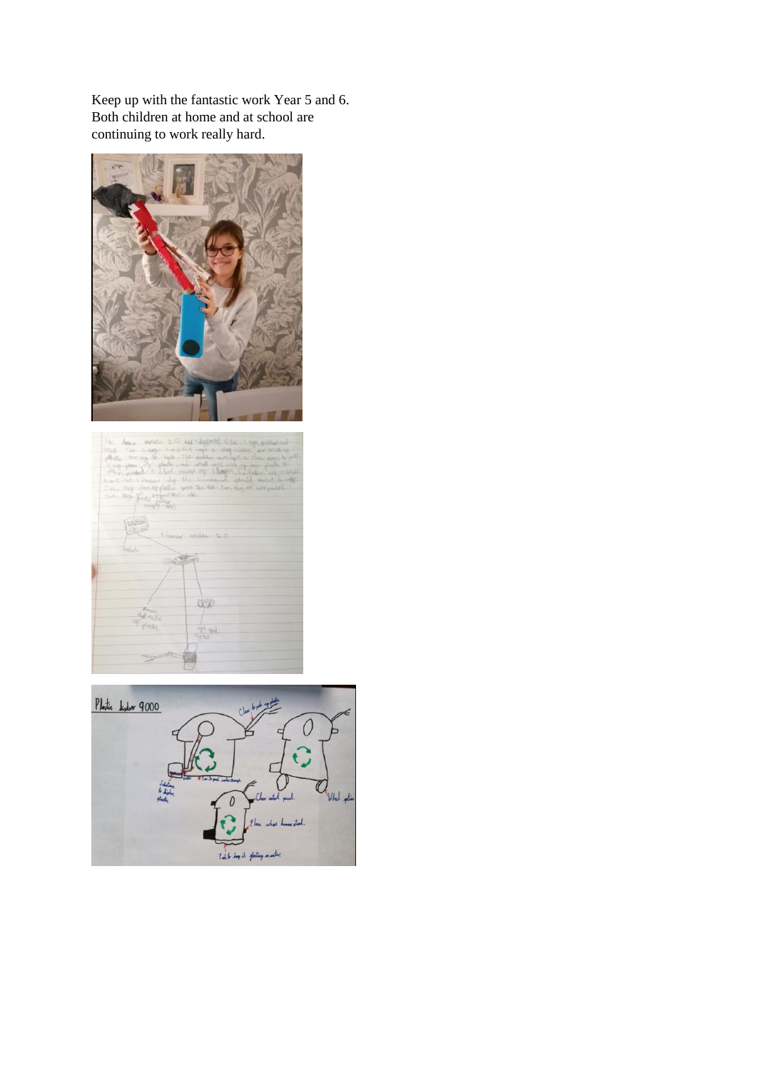Keep up with the fantastic work Year 5 and 6. Both children at home and at school are continuing to work really hard.